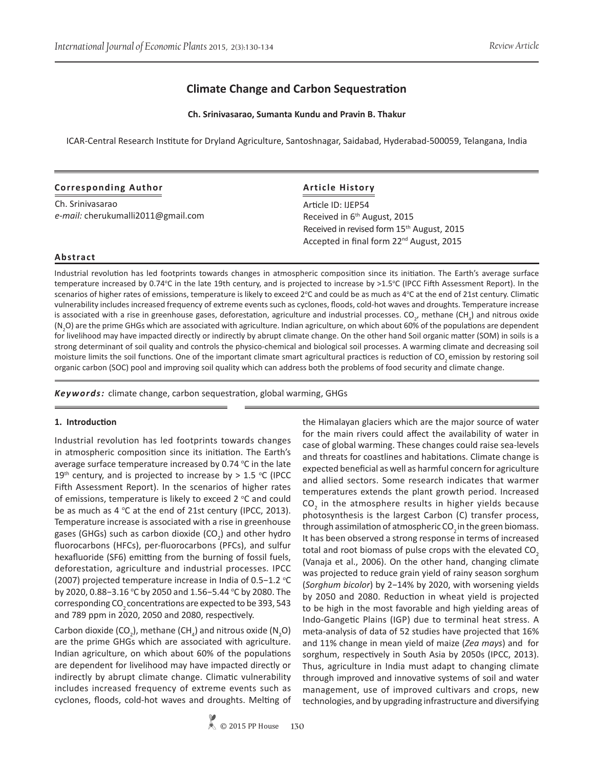# Climate Change and Carbon Sequestration

**Ch. Srinivasarao, Sumanta Kundu and Pravin B. Thakur**

ICAR-Central Research Institute for Dryland Agriculture, Santoshnagar, Saidabad, Hyderabad-500059, Telangana, India

**Corresponding Author**

Ch. Srinivasarao
*e-mail:* cherukumalli2011@gmail.com

**Article History**

Article ID: IJEP54
Received in 6th August, 2015
Received in revised form 15th August, 2015
Accepted in final form 22nd August, 2015

**Abstract**

Industrial revolution has led footprints towards changes in atmospheric composition since its initiation. The Earth's average surface temperature increased by 0.74°C in the late 19th century, and is projected to increase by >1.5°C (IPCC Fifth Assessment Report). In the scenarios of higher rates of emissions, temperature is likely to exceed 2°C and could be as much as 4°C at the end of 21st century. Climatic vulnerability includes increased frequency of extreme events such as cyclones, floods, cold-hot waves and droughts. Temperature increase is associated with a rise in greenhouse gases, deforestation, agriculture and industrial processes. $CO_2$, methane ($CH_4$) and nitrous oxide ($N_2O$) are the prime GHGs which are associated with agriculture. Indian agriculture, on which about 60% of the populations are dependent for livelihood may have impacted directly or indirectly by abrupt climate change. On the other hand Soil organic matter (SOM) in soils is a strong determinant of soil quality and controls the physico-chemical and biological soil processes. A warming climate and decreasing soil moisture limits the soil functions. One of the important climate smart agricultural practices is reduction of $CO_2$ emission by restoring soil organic carbon (SOC) pool and improving soil quality which can address both the problems of food security and climate change.

***Keywords:*** climate change, carbon sequestration, global warming, GHGs

## 1. Introduction

Industrial revolution has led footprints towards changes in atmospheric composition since its initiation. The Earth's average surface temperature increased by 0.74 °C in the late 19th century, and is projected to increase by > 1.5 °C (IPCC Fifth Assessment Report). In the scenarios of higher rates of emissions, temperature is likely to exceed 2 °C and could be as much as 4 °C at the end of 21st century (IPCC, 2013). Temperature increase is associated with a rise in greenhouse gases (GHGs) such as carbon dioxide ($CO_2$) and other hydro fluorocarbons (HFCs), per-fluorocarbons (PFCs), and sulfur hexafluoride (SF6) emitting from the burning of fossil fuels, deforestation, agriculture and industrial processes. IPCC (2007) projected temperature increase in India of 0.5−1.2 °C by 2020, 0.88−3.16 °C by 2050 and 1.56−5.44 °C by 2080. The corresponding $CO_2$ concentrations are expected to be 393, 543 and 789 ppm in 2020, 2050 and 2080, respectively.

Carbon dioxide ($CO_2$), methane ($CH_4$) and nitrous oxide ($N_2O$) are the prime GHGs which are associated with agriculture. Indian agriculture, on which about 60% of the populations are dependent for livelihood may have impacted directly or indirectly by abrupt climate change. Climatic vulnerability includes increased frequency of extreme events such as cyclones, floods, cold-hot waves and droughts. Melting of the Himalayan glaciers which are the major source of water for the main rivers could affect the availability of water in case of global warming. These changes could raise sea-levels and threats for coastlines and habitations. Climate change is expected beneficial as well as harmful concern for agriculture and allied sectors. Some research indicates that warmer temperatures extends the plant growth period. Increased $CO_2$ in the atmosphere results in higher yields because photosynthesis is the largest Carbon (C) transfer process, through assimilation of atmospheric $CO_2$ in the green biomass. It has been observed a strong response in terms of increased total and root biomass of pulse crops with the elevated $CO_2$ (Vanaja et al., 2006). On the other hand, changing climate was projected to reduce grain yield of rainy season sorghum (*Sorghum bicolor*) by 2−14% by 2020, with worsening yields by 2050 and 2080. Reduction in wheat yield is projected to be high in the most favorable and high yielding areas of Indo-Gangetic Plains (IGP) due to terminal heat stress. A meta-analysis of data of 52 studies have projected that 16% and 11% change in mean yield of maize (*Zea mays*) and for sorghum, respectively in South Asia by 2050s (IPCC, 2013). Thus, agriculture in India must adapt to changing climate through improved and innovative systems of soil and water management, use of improved cultivars and crops, new technologies, and by upgrading infrastructure and diversifying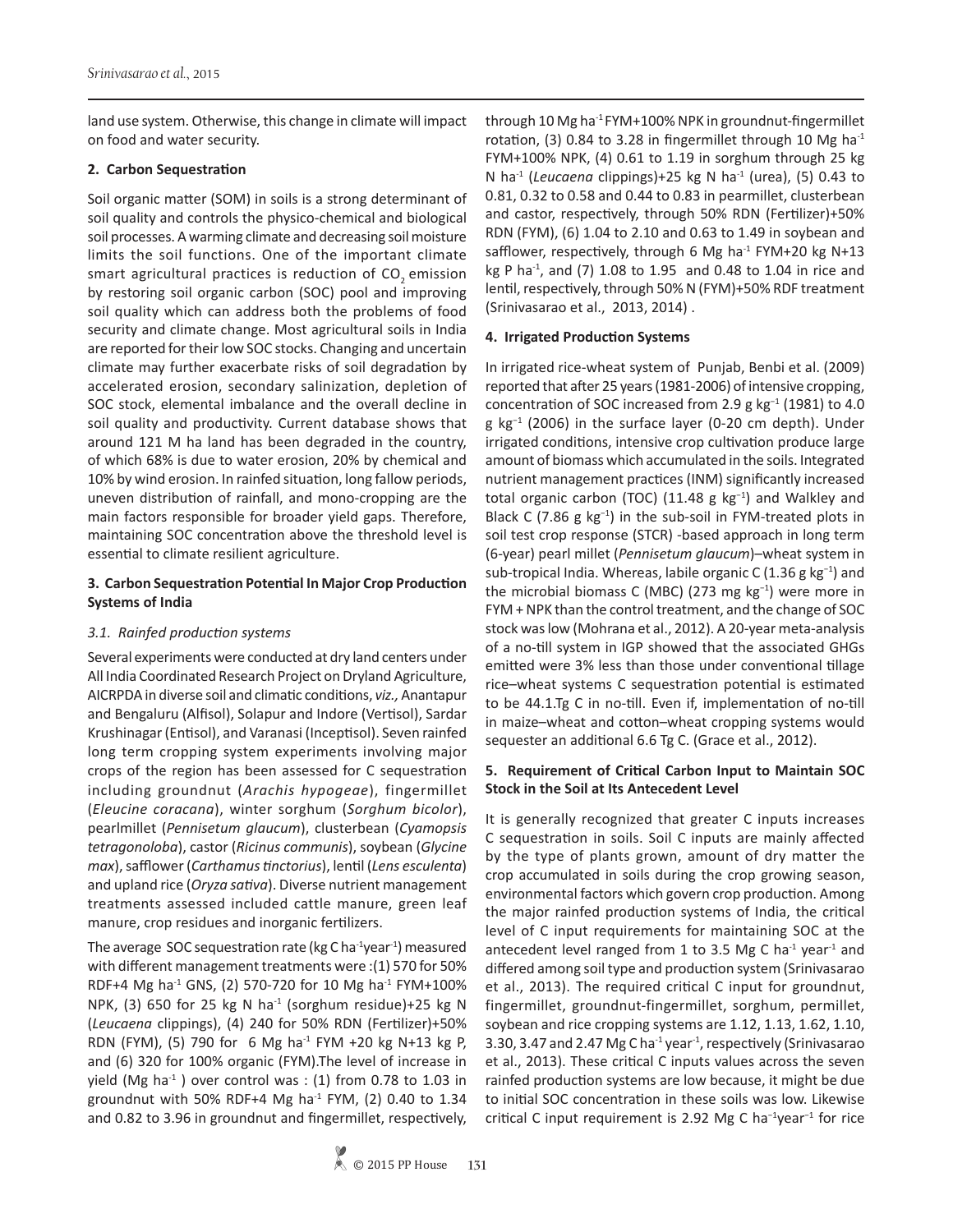land use system. Otherwise, this change in climate will impact on food and water security.

## 2. Carbon Sequestration

Soil organic matter (SOM) in soils is a strong determinant of soil quality and controls the physico-chemical and biological soil processes. A warming climate and decreasing soil moisture limits the soil functions. One of the important climate smart agricultural practices is reduction of $CO_2$ emission by restoring soil organic carbon (SOC) pool and improving soil quality which can address both the problems of food security and climate change. Most agricultural soils in India are reported for their low SOC stocks. Changing and uncertain climate may further exacerbate risks of soil degradation by accelerated erosion, secondary salinization, depletion of SOC stock, elemental imbalance and the overall decline in soil quality and productivity. Current database shows that around 121 M ha land has been degraded in the country, of which 68% is due to water erosion, 20% by chemical and 10% by wind erosion. In rainfed situation, long fallow periods, uneven distribution of rainfall, and mono-cropping are the main factors responsible for broader yield gaps. Therefore, maintaining SOC concentration above the threshold level is essential to climate resilient agriculture.

## 3. Carbon Sequestration Potential In Major Crop Production Systems of India

### *3.1. Rainfed production systems*

Several experiments were conducted at dry land centers under All India Coordinated Research Project on Dryland Agriculture, AICRPDA in diverse soil and climatic conditions, *viz.,* Anantapur and Bengaluru (Alfisol), Solapur and Indore (Vertisol), Sardar Krushinagar (Entisol), and Varanasi (Inceptisol). Seven rainfed long term cropping system experiments involving major crops of the region has been assessed for C sequestration including groundnut (*Arachis hypogeae*), fingermillet (*Eleucine coracana*), winter sorghum (*Sorghum bicolor*), pearlmillet (*Pennisetum glaucum*), clusterbean (*Cyamopsis tetragonoloba*), castor (*Ricinus communis*), soybean (*Glycine max*), safflower (*Carthamus tinctorius*), lentil (*Lens esculenta*) and upland rice (*Oryza sativa*). Diverse nutrient management treatments assessed included cattle manure, green leaf manure, crop residues and inorganic fertilizers.

The average SOC sequestration rate (kg C ha$^{-1}$year$^{-1}$) measured with different management treatments were :(1) 570 for 50% RDF+4 Mg ha$^{-1}$ GNS, (2) 570-720 for 10 Mg ha$^{-1}$ FYM+100% NPK, (3) 650 for 25 kg N ha$^{-1}$ (sorghum residue)+25 kg N (*Leucaena* clippings), (4) 240 for 50% RDN (Fertilizer)+50% RDN (FYM), (5) 790 for 6 Mg ha$^{-1}$ FYM +20 kg N+13 kg P, and (6) 320 for 100% organic (FYM).The level of increase in yield (Mg ha$^{-1}$ ) over control was : (1) from 0.78 to 1.03 in groundnut with 50% RDF+4 Mg ha$^{-1}$ FYM, (2) 0.40 to 1.34 and 0.82 to 3.96 in groundnut and fingermillet, respectively, through 10 Mg ha$^{-1}$ FYM+100% NPK in groundnut-fingermillet rotation, (3) 0.84 to 3.28 in fingermillet through 10 Mg ha$^{-1}$ FYM+100% NPK, (4) 0.61 to 1.19 in sorghum through 25 kg N ha$^{-1}$ (*Leucaena* clippings)+25 kg N ha$^{-1}$ (urea), (5) 0.43 to 0.81, 0.32 to 0.58 and 0.44 to 0.83 in pearmillet, clusterbean and castor, respectively, through 50% RDN (Fertilizer)+50% RDN (FYM), (6) 1.04 to 2.10 and 0.63 to 1.49 in soybean and safflower, respectively, through 6 Mg ha$^{-1}$ FYM+20 kg N+13 kg P ha$^{-1}$, and (7) 1.08 to 1.95 and 0.48 to 1.04 in rice and lentil, respectively, through 50% N (FYM)+50% RDF treatment (Srinivasarao et al., 2013, 2014) .

## 4. Irrigated Production Systems

In irrigated rice-wheat system of Punjab, Benbi et al. (2009) reported that after 25 years (1981-2006) of intensive cropping, concentration of SOC increased from 2.9 g kg$^{-1}$ (1981) to 4.0 g kg$^{-1}$ (2006) in the surface layer (0-20 cm depth). Under irrigated conditions, intensive crop cultivation produce large amount of biomass which accumulated in the soils. Integrated nutrient management practices (INM) significantly increased total organic carbon (TOC) (11.48 g kg$^{-1}$) and Walkley and Black C (7.86 g kg$^{-1}$) in the sub-soil in FYM-treated plots in soil test crop response (STCR) -based approach in long term (6-year) pearl millet (*Pennisetum glaucum*)–wheat system in sub-tropical India. Whereas, labile organic C (1.36 g kg$^{-1}$) and the microbial biomass C (MBC) (273 mg kg$^{-1}$) were more in FYM + NPK than the control treatment, and the change of SOC stock was low (Mohrana et al., 2012). A 20-year meta-analysis of a no-till system in IGP showed that the associated GHGs emitted were 3% less than those under conventional tillage rice–wheat systems C sequestration potential is estimated to be 44.1.Tg C in no-till. Even if, implementation of no-till in maize–wheat and cotton–wheat cropping systems would sequester an additional 6.6 Tg C. (Grace et al., 2012).

## 5. Requirement of Critical Carbon Input to Maintain SOC Stock in the Soil at Its Antecedent Level

It is generally recognized that greater C inputs increases C sequestration in soils. Soil C inputs are mainly affected by the type of plants grown, amount of dry matter the crop accumulated in soils during the crop growing season, environmental factors which govern crop production. Among the major rainfed production systems of India, the critical level of C input requirements for maintaining SOC at the antecedent level ranged from 1 to 3.5 Mg C ha$^{-1}$ year$^{-1}$ and differed among soil type and production system (Srinivasarao et al., 2013). The required critical C input for groundnut, fingermillet, groundnut-fingermillet, sorghum, permillet, soybean and rice cropping systems are 1.12, 1.13, 1.62, 1.10, 3.30, 3.47 and 2.47 Mg C ha$^{-1}$ year$^{-1}$, respectively (Srinivasarao et al., 2013). These critical C inputs values across the seven rainfed production systems are low because, it might be due to initial SOC concentration in these soils was low. Likewise critical C input requirement is 2.92 Mg C ha$^{-1}$year$^{-1}$ for rice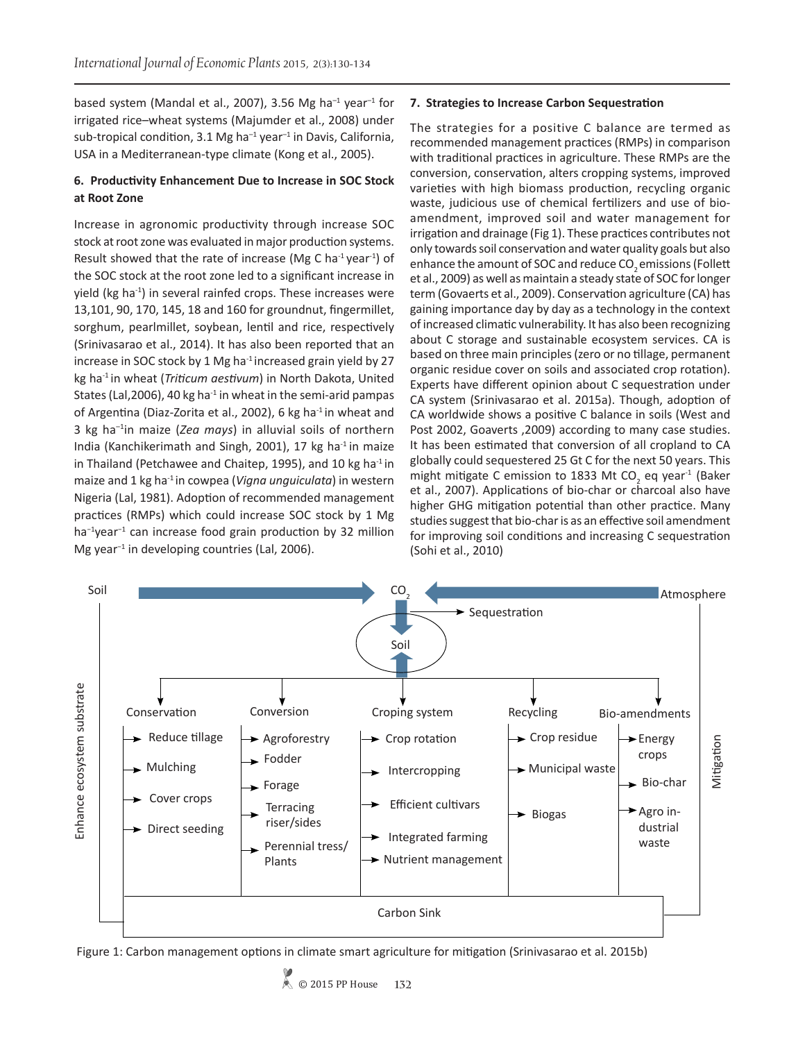based system (Mandal et al., 2007), 3.56 Mg ha$^{-1}$ year$^{-1}$ for irrigated rice–wheat systems (Majumder et al., 2008) under sub-tropical condition, 3.1 Mg ha$^{-1}$ year$^{-1}$ in Davis, California, USA in a Mediterranean-type climate (Kong et al., 2005).

## 6. Productivity Enhancement Due to Increase in SOC Stock at Root Zone

Increase in agronomic productivity through increase SOC stock at root zone was evaluated in major production systems. Result showed that the rate of increase (Mg C ha$^{-1}$ year$^{-1}$) of the SOC stock at the root zone led to a significant increase in yield (kg ha$^{-1}$) in several rainfed crops. These increases were 13,101, 90, 170, 145, 18 and 160 for groundnut, fingermillet, sorghum, pearlmillet, soybean, lentil and rice, respectively (Srinivasarao et al., 2014). It has also been reported that an increase in SOC stock by 1 Mg ha$^{-1}$ increased grain yield by 27 kg ha$^{-1}$ in wheat (*Triticum aestivum*) in North Dakota, United States (Lal,2006), 40 kg ha$^{-1}$ in wheat in the semi-arid pampas of Argentina (Diaz-Zorita et al., 2002), 6 kg ha$^{-1}$ in wheat and 3 kg ha$^{-1}$ in maize (*Zea mays*) in alluvial soils of northern India (Kanchikerimath and Singh, 2001), 17 kg ha$^{-1}$ in maize in Thailand (Petchawee and Chaitep, 1995), and 10 kg ha$^{-1}$ in maize and 1 kg ha$^{-1}$ in cowpea (*Vigna unguiculata*) in western Nigeria (Lal, 1981). Adoption of recommended management practices (RMPs) which could increase SOC stock by 1 Mg ha$^{-1}$year$^{-1}$ can increase food grain production by 32 million Mg year$^{-1}$ in developing countries (Lal, 2006).

## 7. Strategies to Increase Carbon Sequestration

The strategies for a positive C balance are termed as recommended management practices (RMPs) in comparison with traditional practices in agriculture. These RMPs are the conversion, conservation, alters cropping systems, improved varieties with high biomass production, recycling organic waste, judicious use of chemical fertilizers and use of bio-amendment, improved soil and water management for irrigation and drainage (Fig 1). These practices contributes not only towards soil conservation and water quality goals but also enhance the amount of SOC and reduce $CO_2$ emissions (Follett et al., 2009) as well as maintain a steady state of SOC for longer term (Govaerts et al., 2009). Conservation agriculture (CA) has gaining importance day by day as a technology in the context of increased climatic vulnerability. It has also been recognizing about C storage and sustainable ecosystem services. CA is based on three main principles (zero or no tillage, permanent organic residue cover on soils and associated crop rotation). Experts have different opinion about C sequestration under CA system (Srinivasarao et al. 2015a). Though, adoption of CA worldwide shows a positive C balance in soils (West and Post 2002, Goaverts ,2009) according to many case studies. It has been estimated that conversion of all cropland to CA globally could sequestered 25 Gt C for the next 50 years. This might mitigate C emission to 1833 Mt $CO_2$ eq year$^{-1}$ (Baker et al., 2007). Applications of bio-char or charcoal also have higher GHG mitigation potential than other practice. Many studies suggest that bio-char is as an effective soil amendment for improving soil conditions and increasing C sequestration (Sohi et al., 2010)

Soil → $CO_2$ ← Atmosphere; $CO_2$ → Sequestration; Soil

- **Conservation**: Reduce tillage; Mulching; Cover crops; Direct seeding
- **Conversion**: Agroforestry; Fodder; Forage; Terracing riser/sides; Perennial tress/Plants
- **Croping system**: Crop rotation; Intercropping; Efficient cultivars; Integrated farming; Nutrient management
- **Recycling**: Crop residue; Municipal waste; Biogas
- **Bio-amendments**: Energy crops; Bio-char; Agro industrial waste

Carbon Sink — Enhance ecosystem substrate — Mitigation

Figure 1: Carbon management options in climate smart agriculture for mitigation (Srinivasarao et al. 2015b)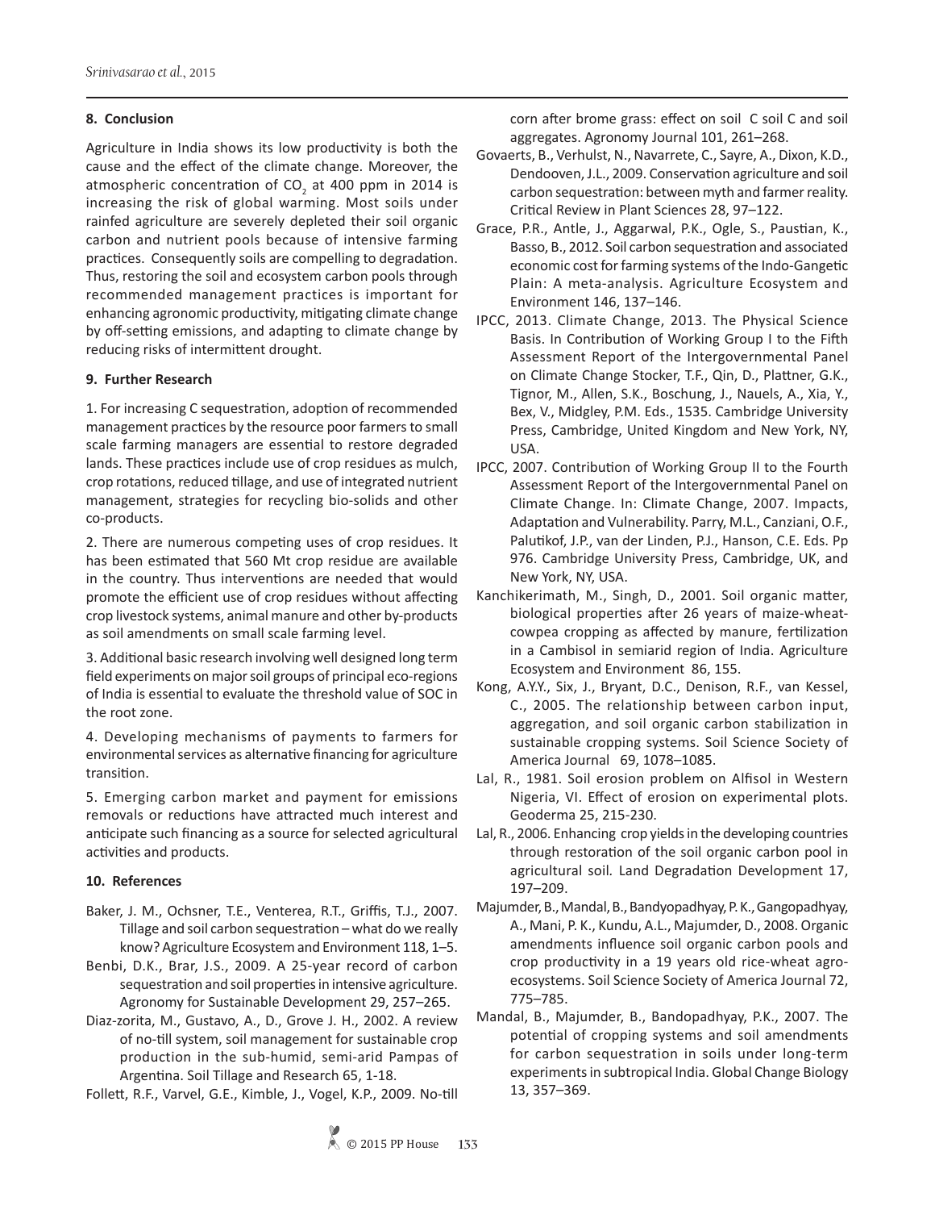## 8. Conclusion

Agriculture in India shows its low productivity is both the cause and the effect of the climate change. Moreover, the atmospheric concentration of $CO_2$ at 400 ppm in 2014 is increasing the risk of global warming. Most soils under rainfed agriculture are severely depleted their soil organic carbon and nutrient pools because of intensive farming practices. Consequently soils are compelling to degradation. Thus, restoring the soil and ecosystem carbon pools through recommended management practices is important for enhancing agronomic productivity, mitigating climate change by off-setting emissions, and adapting to climate change by reducing risks of intermittent drought.

## 9. Further Research

1. For increasing C sequestration, adoption of recommended management practices by the resource poor farmers to small scale farming managers are essential to restore degraded lands. These practices include use of crop residues as mulch, crop rotations, reduced tillage, and use of integrated nutrient management, strategies for recycling bio-solids and other co-products.

2. There are numerous competing uses of crop residues. It has been estimated that 560 Mt crop residue are available in the country. Thus interventions are needed that would promote the efficient use of crop residues without affecting crop livestock systems, animal manure and other by-products as soil amendments on small scale farming level.

3. Additional basic research involving well designed long term field experiments on major soil groups of principal eco-regions of India is essential to evaluate the threshold value of SOC in the root zone.

4. Developing mechanisms of payments to farmers for environmental services as alternative financing for agriculture transition.

5. Emerging carbon market and payment for emissions removals or reductions have attracted much interest and anticipate such financing as a source for selected agricultural activities and products.

## 10. References

Baker, J. M., Ochsner, T.E., Venterea, R.T., Griffis, T.J., 2007. Tillage and soil carbon sequestration – what do we really know? Agriculture Ecosystem and Environment 118, 1–5.

Benbi, D.K., Brar, J.S., 2009. A 25-year record of carbon sequestration and soil properties in intensive agriculture. Agronomy for Sustainable Development 29, 257–265.

Diaz-zorita, M., Gustavo, A., D., Grove J. H., 2002. A review of no-till system, soil management for sustainable crop production in the sub-humid, semi-arid Pampas of Argentina. Soil Tillage and Research 65, 1-18.

Follett, R.F., Varvel, G.E., Kimble, J., Vogel, K.P., 2009. No-till corn after brome grass: effect on soil C soil C and soil aggregates. Agronomy Journal 101, 261–268.

Govaerts, B., Verhulst, N., Navarrete, C., Sayre, A., Dixon, K.D., Dendooven, J.L., 2009. Conservation agriculture and soil carbon sequestration: between myth and farmer reality. Critical Review in Plant Sciences 28, 97–122.

Grace, P.R., Antle, J., Aggarwal, P.K., Ogle, S., Paustian, K., Basso, B., 2012. Soil carbon sequestration and associated economic cost for farming systems of the Indo-Gangetic Plain: A meta-analysis. Agriculture Ecosystem and Environment 146, 137–146.

IPCC, 2013. Climate Change, 2013. The Physical Science Basis. In Contribution of Working Group I to the Fifth Assessment Report of the Intergovernmental Panel on Climate Change Stocker, T.F., Qin, D., Plattner, G.K., Tignor, M., Allen, S.K., Boschung, J., Nauels, A., Xia, Y., Bex, V., Midgley, P.M. Eds., 1535. Cambridge University Press, Cambridge, United Kingdom and New York, NY, USA.

IPCC, 2007. Contribution of Working Group II to the Fourth Assessment Report of the Intergovernmental Panel on Climate Change. In: Climate Change, 2007. Impacts, Adaptation and Vulnerability. Parry, M.L., Canziani, O.F., Palutikof, J.P., van der Linden, P.J., Hanson, C.E. Eds. Pp 976. Cambridge University Press, Cambridge, UK, and New York, NY, USA.

Kanchikerimath, M., Singh, D., 2001. Soil organic matter, biological properties after 26 years of maize-wheat-cowpea cropping as affected by manure, fertilization in a Cambisol in semiarid region of India. Agriculture Ecosystem and Environment 86, 155.

Kong, A.Y.Y., Six, J., Bryant, D.C., Denison, R.F., van Kessel, C., 2005. The relationship between carbon input, aggregation, and soil organic carbon stabilization in sustainable cropping systems. Soil Science Society of America Journal 69, 1078–1085.

Lal, R., 1981. Soil erosion problem on Alfisol in Western Nigeria, VI. Effect of erosion on experimental plots. Geoderma 25, 215-230.

Lal, R., 2006. Enhancing crop yields in the developing countries through restoration of the soil organic carbon pool in agricultural soil. Land Degradation Development 17, 197–209.

Majumder, B., Mandal, B., Bandyopadhyay, P. K., Gangopadhyay, A., Mani, P. K., Kundu, A.L., Majumder, D., 2008. Organic amendments influence soil organic carbon pools and crop productivity in a 19 years old rice-wheat agro-ecosystems. Soil Science Society of America Journal 72, 775–785.

Mandal, B., Majumder, B., Bandopadhyay, P.K., 2007. The potential of cropping systems and soil amendments for carbon sequestration in soils under long-term experiments in subtropical India. Global Change Biology 13, 357–369.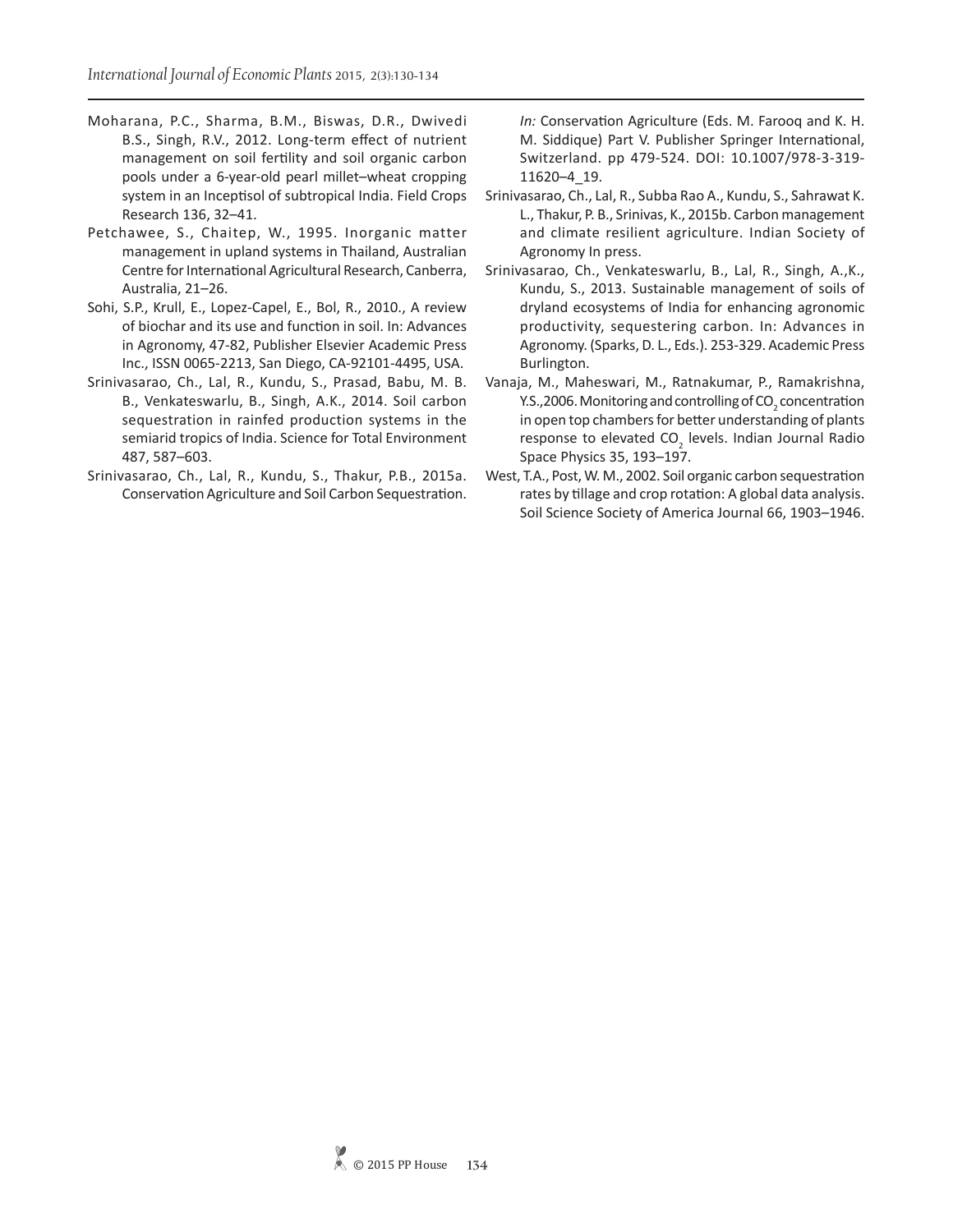Moharana, P.C., Sharma, B.M., Biswas, D.R., Dwivedi B.S., Singh, R.V., 2012. Long-term effect of nutrient management on soil fertility and soil organic carbon pools under a 6-year-old pearl millet–wheat cropping system in an Inceptisol of subtropical India. Field Crops Research 136, 32–41.

Petchawee, S., Chaitep, W., 1995. Inorganic matter management in upland systems in Thailand, Australian Centre for International Agricultural Research, Canberra, Australia, 21–26.

Sohi, S.P., Krull, E., Lopez-Capel, E., Bol, R., 2010., A review of biochar and its use and function in soil. In: Advances in Agronomy, 47-82, Publisher Elsevier Academic Press Inc., ISSN 0065-2213, San Diego, CA-92101-4495, USA.

Srinivasarao, Ch., Lal, R., Kundu, S., Prasad, Babu, M. B. B., Venkateswarlu, B., Singh, A.K., 2014. Soil carbon sequestration in rainfed production systems in the semiarid tropics of India. Science for Total Environment 487, 587–603.

Srinivasarao, Ch., Lal, R., Kundu, S., Thakur, P.B., 2015a. Conservation Agriculture and Soil Carbon Sequestration. *In:* Conservation Agriculture (Eds. M. Farooq and K. H. M. Siddique) Part V. Publisher Springer International, Switzerland. pp 479-524. DOI: 10.1007/978-3-319-11620–4_19.

Srinivasarao, Ch., Lal, R., Subba Rao A., Kundu, S., Sahrawat K. L., Thakur, P. B., Srinivas, K., 2015b. Carbon management and climate resilient agriculture. Indian Society of Agronomy In press.

Srinivasarao, Ch., Venkateswarlu, B., Lal, R., Singh, A.,K., Kundu, S., 2013. Sustainable management of soils of dryland ecosystems of India for enhancing agronomic productivity, sequestering carbon. In: Advances in Agronomy. (Sparks, D. L., Eds.). 253-329. Academic Press Burlington.

Vanaja, M., Maheswari, M., Ratnakumar, P., Ramakrishna, Y.S.,2006. Monitoring and controlling of $CO_2$ concentration in open top chambers for better understanding of plants response to elevated $CO_2$ levels. Indian Journal Radio Space Physics 35, 193–197.

West, T.A., Post, W. M., 2002. Soil organic carbon sequestration rates by tillage and crop rotation: A global data analysis. Soil Science Society of America Journal 66, 1903–1946.